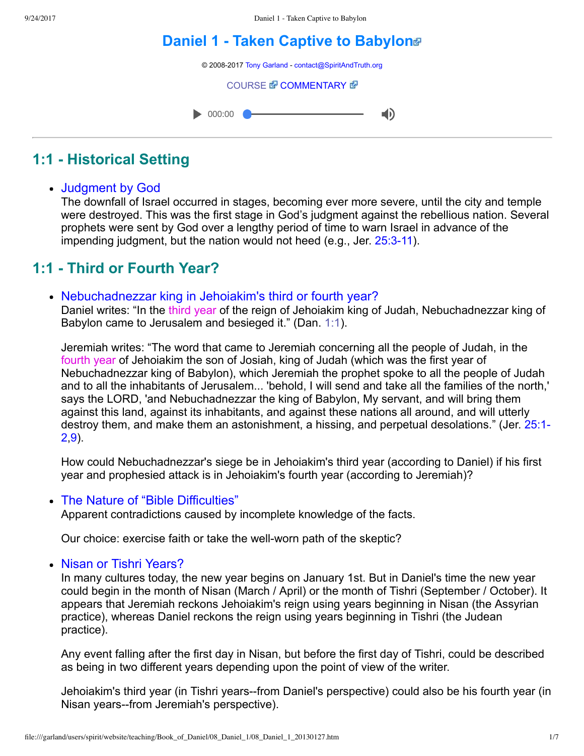# Daniel 1 - Taken Captive to Babylon

© 2008-2017 Tony Garland - contact@SpiritAndTruth.org

COURSE COMMENTARY

## 1:1 - Historical Setting

- Judgment by God
  The downfall of Israel occurred in stages, becoming ever more severe, until the city and temple were destroyed. This was the first stage in God's judgment against the rebellious nation. Several prophets were sent by God over a lengthy period of time to warn Israel in advance of the impending judgment, but the nation would not heed (e.g., Jer. 25:3-11).

## 1:1 - Third or Fourth Year?

- Nebuchadnezzar king in Jehoiakim's third or fourth year?
  Daniel writes: "In the third year of the reign of Jehoiakim king of Judah, Nebuchadnezzar king of Babylon came to Jerusalem and besieged it." (Dan. 1:1).

  Jeremiah writes: "The word that came to Jeremiah concerning all the people of Judah, in the fourth year of Jehoiakim the son of Josiah, king of Judah (which was the first year of Nebuchadnezzar king of Babylon), which Jeremiah the prophet spoke to all the people of Judah and to all the inhabitants of Jerusalem... 'behold, I will send and take all the families of the north,' says the LORD, 'and Nebuchadnezzar the king of Babylon, My servant, and will bring them against this land, against its inhabitants, and against these nations all around, and will utterly destroy them, and make them an astonishment, a hissing, and perpetual desolations." (Jer. 25:1-2,9).

  How could Nebuchadnezzar's siege be in Jehoiakim's third year (according to Daniel) if his first year and prophesied attack is in Jehoiakim's fourth year (according to Jeremiah)?

- The Nature of "Bible Difficulties"
  Apparent contradictions caused by incomplete knowledge of the facts.

  Our choice: exercise faith or take the well-worn path of the skeptic?

- Nisan or Tishri Years?
  In many cultures today, the new year begins on January 1st. But in Daniel's time the new year could begin in the month of Nisan (March / April) or the month of Tishri (September / October). It appears that Jeremiah reckons Jehoiakim's reign using years beginning in Nisan (the Assyrian practice), whereas Daniel reckons the reign using years beginning in Tishri (the Judean practice).

  Any event falling after the first day in Nisan, but before the first day of Tishri, could be described as being in two different years depending upon the point of view of the writer.

  Jehoiakim's third year (in Tishri years--from Daniel's perspective) could also be his fourth year (in Nisan years--from Jeremiah's perspective).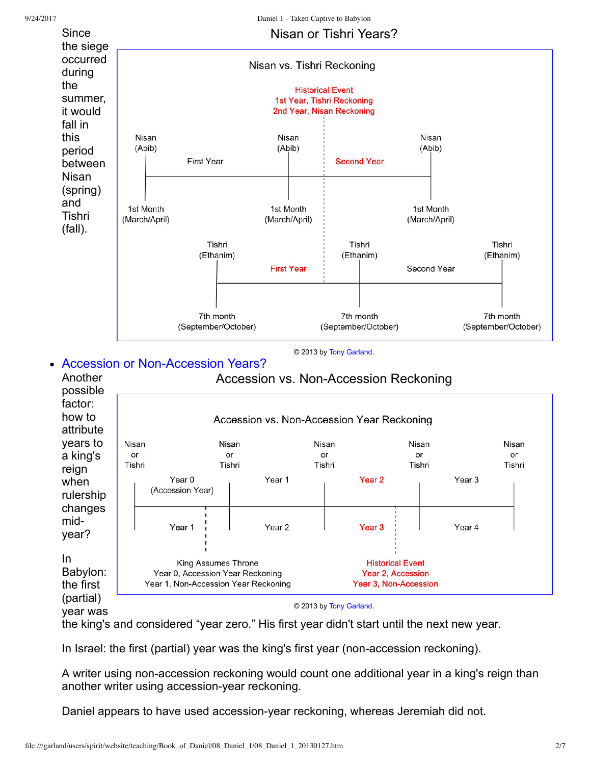Since the siege occurred during the summer, it would fall in this period between Nisan (spring) and Tishri (fall).

Nisan or Tishri Years?

Nisan vs. Tishri Reckoning

Historical Event
1st Year, Tishri Reckoning
2nd Year, Nisan Reckoning

Nisan (Abib) — First Year — Nisan (Abib) — Second Year — Nisan (Abib)

1st Month (March/April) — 1st Month (March/April) — 1st Month (March/April)

Tishri (Ethanim) — First Year — Tishri (Ethanim) — Second Year — Tishri (Ethanim)

7th month (September/October) — 7th month (September/October) — 7th month (September/October)

© 2013 by Tony Garland.

- Accession or Non-Accession Years?

Another possible factor: how to attribute years to a king's reign when rulership changes mid-year?

Accession vs. Non-Accession Reckoning

Accession vs. Non-Accession Year Reckoning

Nisan or Tishri — Year 0 (Accession Year) / Year 1 — Nisan or Tishri — Year 1 / Year 2 — Nisan or Tishri — Year 2 / Year 3 — Nisan or Tishri — Year 3 / Year 4 — Nisan or Tishri

King Assumes Throne
Year 0, Accession Year Reckoning
Year 1, Non-Accession Year Reckoning

Historical Event
Year 2, Accession
Year 3, Non-Accession

© 2013 by Tony Garland.

In Babylon: the first (partial) year was the king's and considered “year zero.” His first year didn't start until the next new year.

In Israel: the first (partial) year was the king's first year (non-accession reckoning).

A writer using non-accession reckoning would count one additional year in a king's reign than another writer using accession-year reckoning.

Daniel appears to have used accession-year reckoning, whereas Jeremiah did not.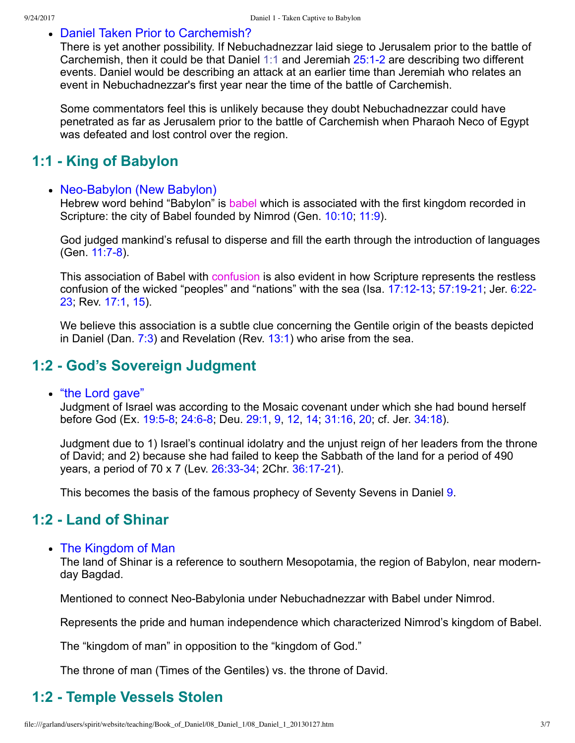- Daniel Taken Prior to Carchemish?

  There is yet another possibility. If Nebuchadnezzar laid siege to Jerusalem prior to the battle of Carchemish, then it could be that Daniel 1:1 and Jeremiah 25:1-2 are describing two different events. Daniel would be describing an attack at an earlier time than Jeremiah who relates an event in Nebuchadnezzar's first year near the time of the battle of Carchemish.

  Some commentators feel this is unlikely because they doubt Nebuchadnezzar could have penetrated as far as Jerusalem prior to the battle of Carchemish when Pharaoh Neco of Egypt was defeated and lost control over the region.

## 1:1 - King of Babylon

- Neo-Babylon (New Babylon)

  Hebrew word behind “Babylon” is babel which is associated with the first kingdom recorded in Scripture: the city of Babel founded by Nimrod (Gen. 10:10; 11:9).

  God judged mankind’s refusal to disperse and fill the earth through the introduction of languages (Gen. 11:7-8).

  This association of Babel with confusion is also evident in how Scripture represents the restless confusion of the wicked “peoples” and “nations” with the sea (Isa. 17:12-13; 57:19-21; Jer. 6:22-23; Rev. 17:1, 15).

  We believe this association is a subtle clue concerning the Gentile origin of the beasts depicted in Daniel (Dan. 7:3) and Revelation (Rev. 13:1) who arise from the sea.

## 1:2 - God’s Sovereign Judgment

- “the Lord gave”

  Judgment of Israel was according to the Mosaic covenant under which she had bound herself before God (Ex. 19:5-8; 24:6-8; Deu. 29:1, 9, 12, 14; 31:16, 20; cf. Jer. 34:18).

  Judgment due to 1) Israel’s continual idolatry and the unjust reign of her leaders from the throne of David; and 2) because she had failed to keep the Sabbath of the land for a period of 490 years, a period of 70 x 7 (Lev. 26:33-34; 2Chr. 36:17-21).

  This becomes the basis of the famous prophecy of Seventy Sevens in Daniel 9.

## 1:2 - Land of Shinar

- The Kingdom of Man

  The land of Shinar is a reference to southern Mesopotamia, the region of Babylon, near modern-day Bagdad.

  Mentioned to connect Neo-Babylonia under Nebuchadnezzar with Babel under Nimrod.

  Represents the pride and human independence which characterized Nimrod’s kingdom of Babel.

  The “kingdom of man” in opposition to the “kingdom of God.”

  The throne of man (Times of the Gentiles) vs. the throne of David.

## 1:2 - Temple Vessels Stolen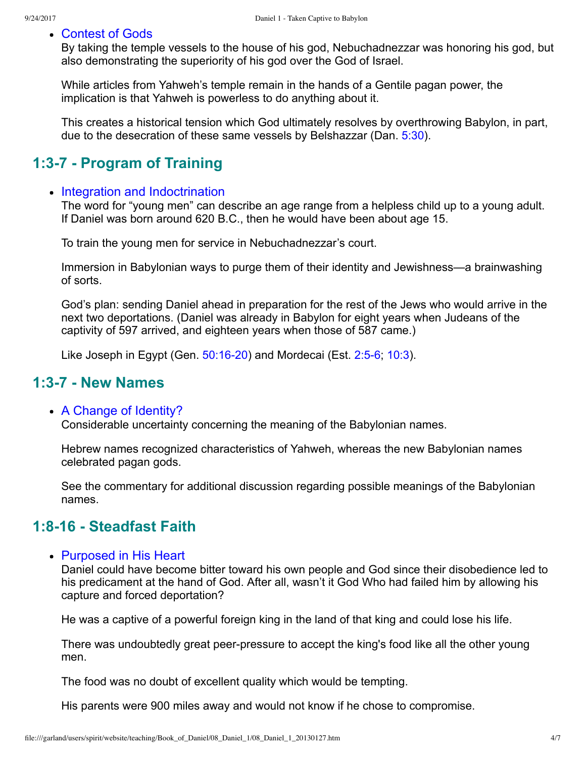- Contest of Gods

  By taking the temple vessels to the house of his god, Nebuchadnezzar was honoring his god, but also demonstrating the superiority of his god over the God of Israel.

  While articles from Yahweh's temple remain in the hands of a Gentile pagan power, the implication is that Yahweh is powerless to do anything about it.

  This creates a historical tension which God ultimately resolves by overthrowing Babylon, in part, due to the desecration of these same vessels by Belshazzar (Dan. 5:30).

## 1:3-7 - Program of Training

- Integration and Indoctrination

  The word for "young men" can describe an age range from a helpless child up to a young adult. If Daniel was born around 620 B.C., then he would have been about age 15.

  To train the young men for service in Nebuchadnezzar's court.

  Immersion in Babylonian ways to purge them of their identity and Jewishness—a brainwashing of sorts.

  God's plan: sending Daniel ahead in preparation for the rest of the Jews who would arrive in the next two deportations. (Daniel was already in Babylon for eight years when Judeans of the captivity of 597 arrived, and eighteen years when those of 587 came.)

  Like Joseph in Egypt (Gen. 50:16-20) and Mordecai (Est. 2:5-6; 10:3).

## 1:3-7 - New Names

- A Change of Identity?

  Considerable uncertainty concerning the meaning of the Babylonian names.

  Hebrew names recognized characteristics of Yahweh, whereas the new Babylonian names celebrated pagan gods.

  See the commentary for additional discussion regarding possible meanings of the Babylonian names.

## 1:8-16 - Steadfast Faith

- Purposed in His Heart

  Daniel could have become bitter toward his own people and God since their disobedience led to his predicament at the hand of God. After all, wasn't it God Who had failed him by allowing his capture and forced deportation?

  He was a captive of a powerful foreign king in the land of that king and could lose his life.

  There was undoubtedly great peer-pressure to accept the king's food like all the other young men.

  The food was no doubt of excellent quality which would be tempting.

  His parents were 900 miles away and would not know if he chose to compromise.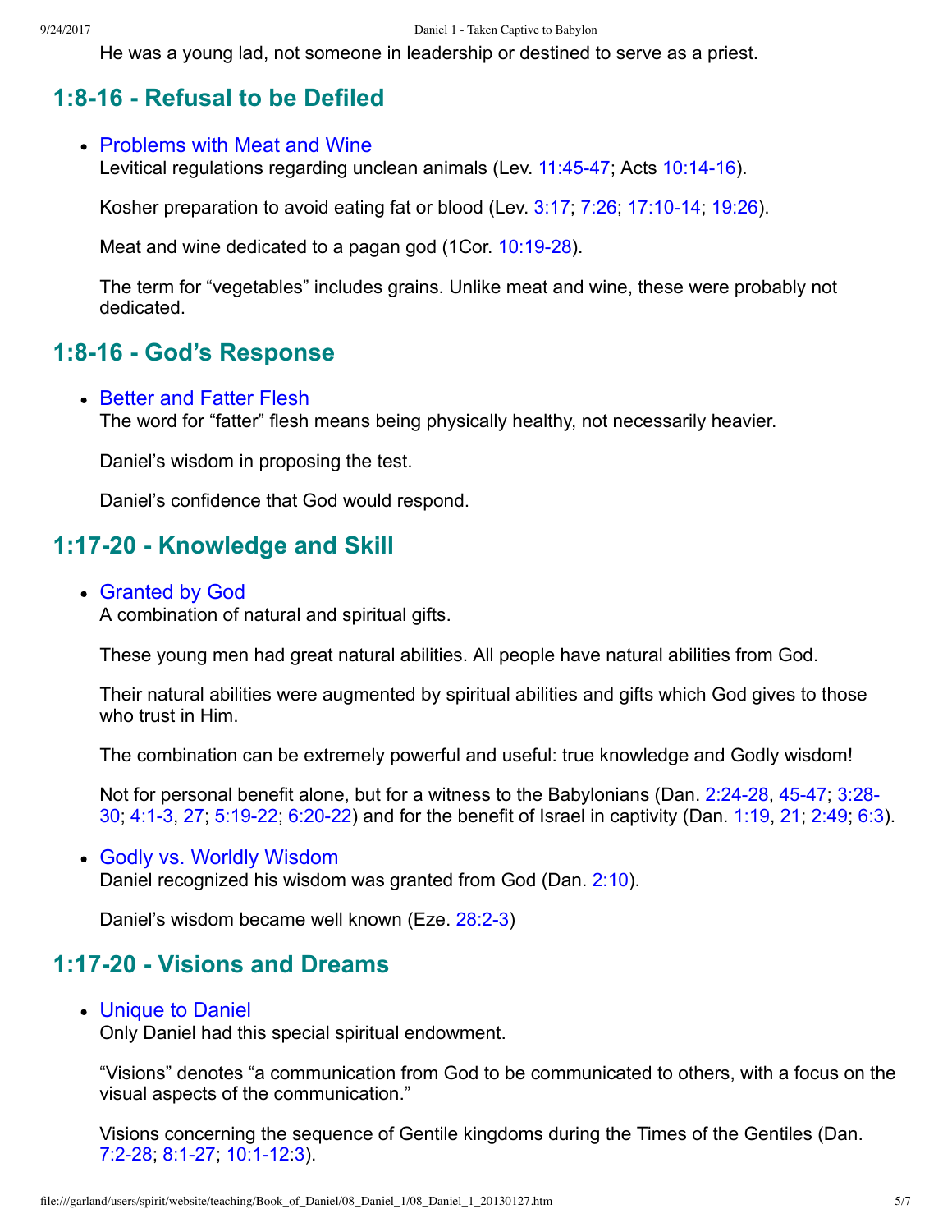He was a young lad, not someone in leadership or destined to serve as a priest.

## 1:8-16 - Refusal to be Defiled

- Problems with Meat and Wine
  Levitical regulations regarding unclean animals (Lev. 11:45-47; Acts 10:14-16).

  Kosher preparation to avoid eating fat or blood (Lev. 3:17; 7:26; 17:10-14; 19:26).

  Meat and wine dedicated to a pagan god (1Cor. 10:19-28).

  The term for “vegetables” includes grains. Unlike meat and wine, these were probably not dedicated.

## 1:8-16 - God’s Response

- Better and Fatter Flesh
  The word for “fatter” flesh means being physically healthy, not necessarily heavier.

  Daniel’s wisdom in proposing the test.

  Daniel’s confidence that God would respond.

## 1:17-20 - Knowledge and Skill

- Granted by God
  A combination of natural and spiritual gifts.

  These young men had great natural abilities. All people have natural abilities from God.

  Their natural abilities were augmented by spiritual abilities and gifts which God gives to those who trust in Him.

  The combination can be extremely powerful and useful: true knowledge and Godly wisdom!

  Not for personal benefit alone, but for a witness to the Babylonians (Dan. 2:24-28, 45-47; 3:28-30; 4:1-3, 27; 5:19-22; 6:20-22) and for the benefit of Israel in captivity (Dan. 1:19, 21; 2:49; 6:3).

- Godly vs. Worldly Wisdom
  Daniel recognized his wisdom was granted from God (Dan. 2:10).

  Daniel’s wisdom became well known (Eze. 28:2-3)

## 1:17-20 - Visions and Dreams

- Unique to Daniel
  Only Daniel had this special spiritual endowment.

  “Visions” denotes “a communication from God to be communicated to others, with a focus on the visual aspects of the communication.”

  Visions concerning the sequence of Gentile kingdoms during the Times of the Gentiles (Dan. 7:2-28; 8:1-27; 10:1-12:3).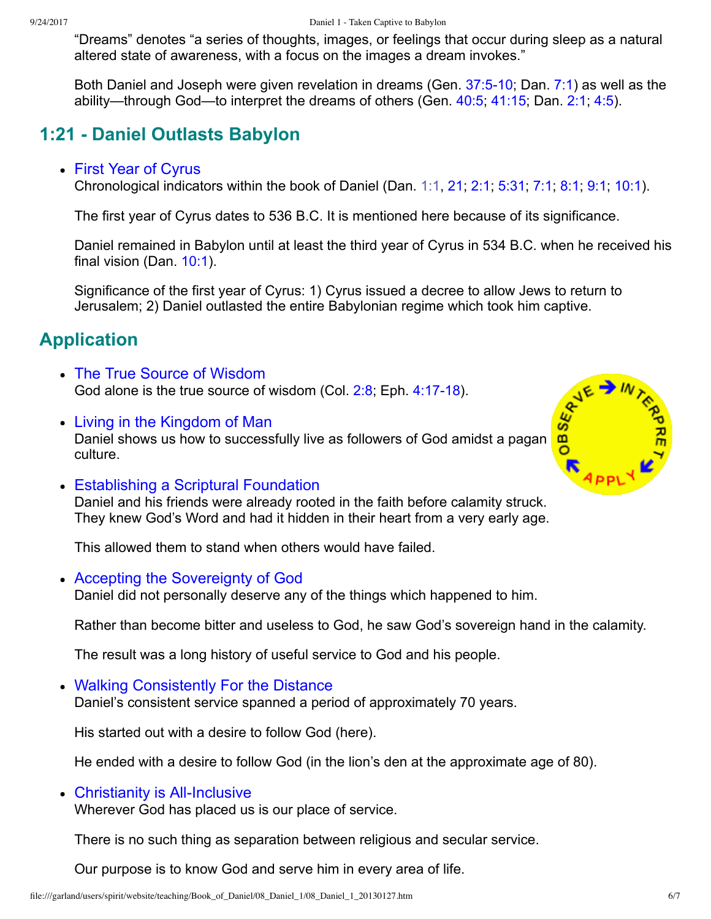"Dreams" denotes "a series of thoughts, images, or feelings that occur during sleep as a natural altered state of awareness, with a focus on the images a dream invokes."

Both Daniel and Joseph were given revelation in dreams (Gen. 37:5-10; Dan. 7:1) as well as the ability—through God—to interpret the dreams of others (Gen. 40:5; 41:15; Dan. 2:1; 4:5).

## 1:21 - Daniel Outlasts Babylon

- First Year of Cyrus
  Chronological indicators within the book of Daniel (Dan. 1:1, 21; 2:1; 5:31; 7:1; 8:1; 9:1; 10:1).

  The first year of Cyrus dates to 536 B.C. It is mentioned here because of its significance.

  Daniel remained in Babylon until at least the third year of Cyrus in 534 B.C. when he received his final vision (Dan. 10:1).

  Significance of the first year of Cyrus: 1) Cyrus issued a decree to allow Jews to return to Jerusalem; 2) Daniel outlasted the entire Babylonian regime which took him captive.

## Application

- The True Source of Wisdom
  God alone is the true source of wisdom (Col. 2:8; Eph. 4:17-18).

- Living in the Kingdom of Man
  Daniel shows us how to successfully live as followers of God amidst a pagan culture.

- Establishing a Scriptural Foundation
  Daniel and his friends were already rooted in the faith before calamity struck. They knew God's Word and had it hidden in their heart from a very early age.

  This allowed them to stand when others would have failed.

- Accepting the Sovereignty of God
  Daniel did not personally deserve any of the things which happened to him.

  Rather than become bitter and useless to God, he saw God's sovereign hand in the calamity.

  The result was a long history of useful service to God and his people.

- Walking Consistently For the Distance
  Daniel's consistent service spanned a period of approximately 70 years.

  His started out with a desire to follow God (here).

  He ended with a desire to follow God (in the lion's den at the approximate age of 80).

- Christianity is All-Inclusive
  Wherever God has placed us is our place of service.

  There is no such thing as separation between religious and secular service.

  Our purpose is to know God and serve him in every area of life.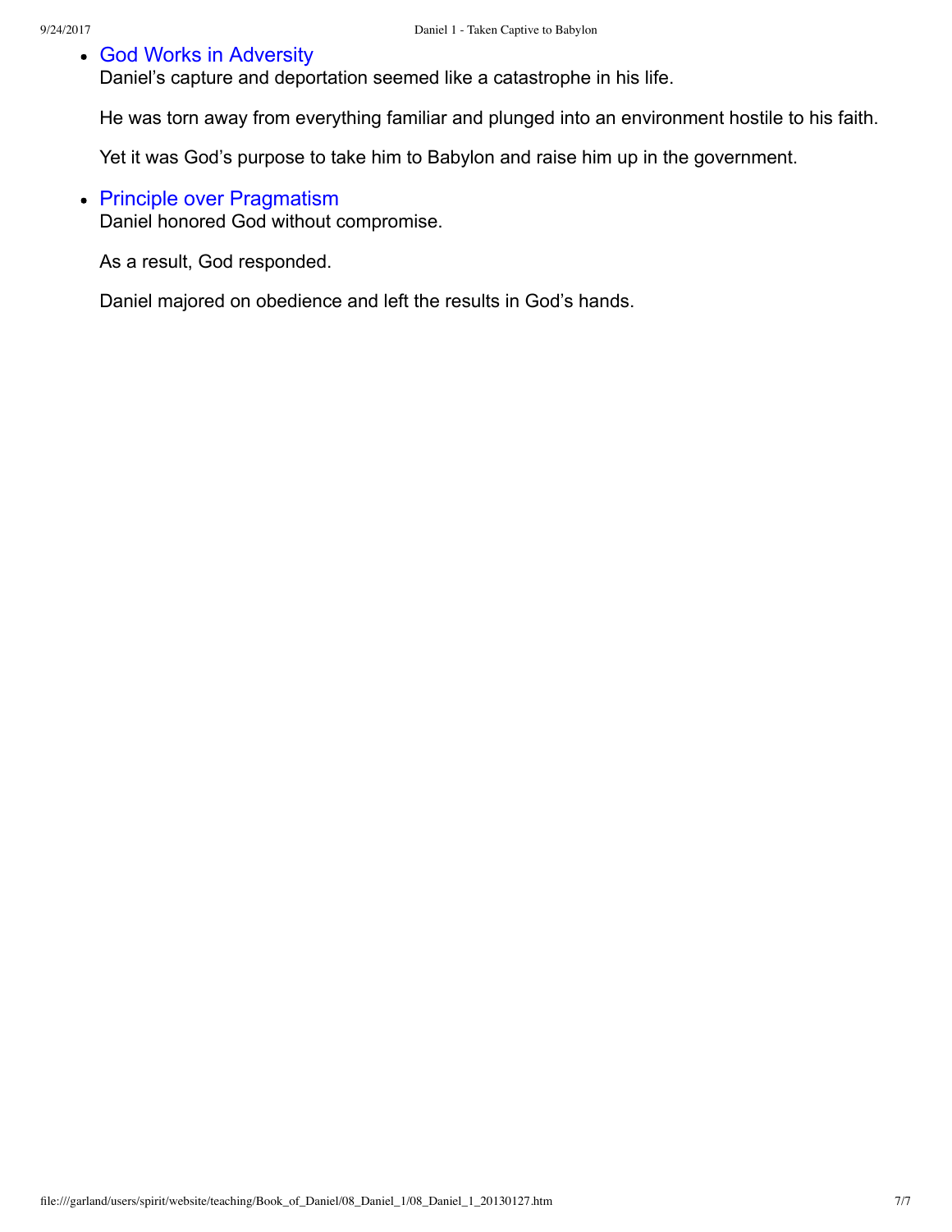- **God Works in Adversity**
  Daniel's capture and deportation seemed like a catastrophe in his life.

  He was torn away from everything familiar and plunged into an environment hostile to his faith.

  Yet it was God's purpose to take him to Babylon and raise him up in the government.

- **Principle over Pragmatism**
  Daniel honored God without compromise.

  As a result, God responded.

  Daniel majored on obedience and left the results in God's hands.